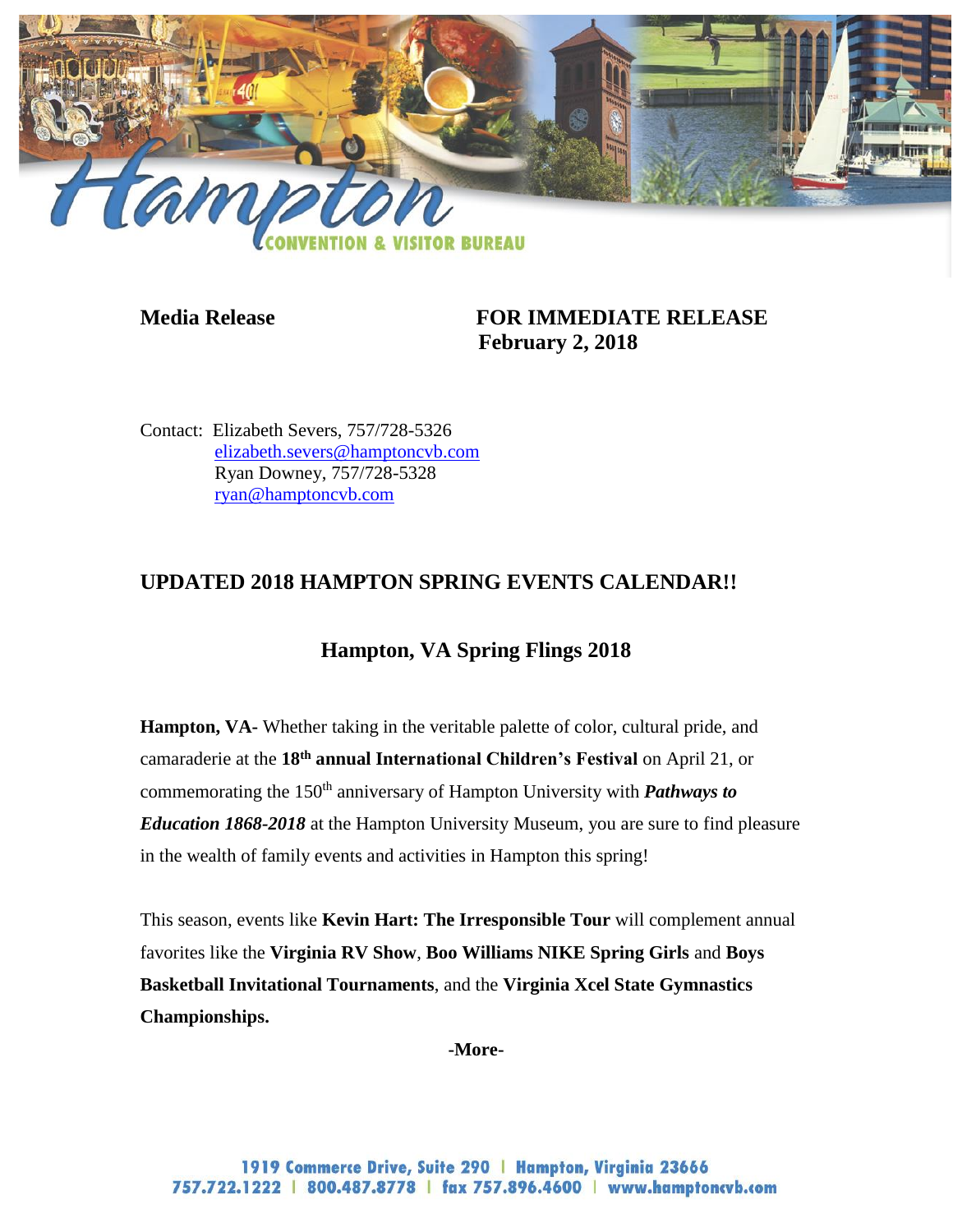Hampton

CONVENTION & VISITOR BUREAU

**Media Release**

**FOR IMMEDIATE RELEASE**
**February 2, 2018**

Contact: Elizabeth Severs, 757/728-5326
elizabeth.severs@hamptoncvb.com
Ryan Downey, 757/728-5328
ryan@hamptoncvb.com

## UPDATED 2018 HAMPTON SPRING EVENTS CALENDAR!!

### Hampton, VA Spring Flings 2018

**Hampton, VA-** Whether taking in the veritable palette of color, cultural pride, and camaraderie at the **18th annual International Children's Festival** on April 21, or commemorating the 150th anniversary of Hampton University with ***Pathways to Education 1868-2018*** at the Hampton University Museum, you are sure to find pleasure in the wealth of family events and activities in Hampton this spring!

This season, events like **Kevin Hart: The Irresponsible Tour** will complement annual favorites like the **Virginia RV Show**, **Boo Williams NIKE Spring Girls** and **Boys Basketball Invitational Tournaments**, and the **Virginia Xcel State Gymnastics Championships.**

**-More-**

1919 Commerce Drive, Suite 290 | Hampton, Virginia 23666
757.722.1222 | 800.487.8778 | fax 757.896.4600 | www.hamptoncvb.com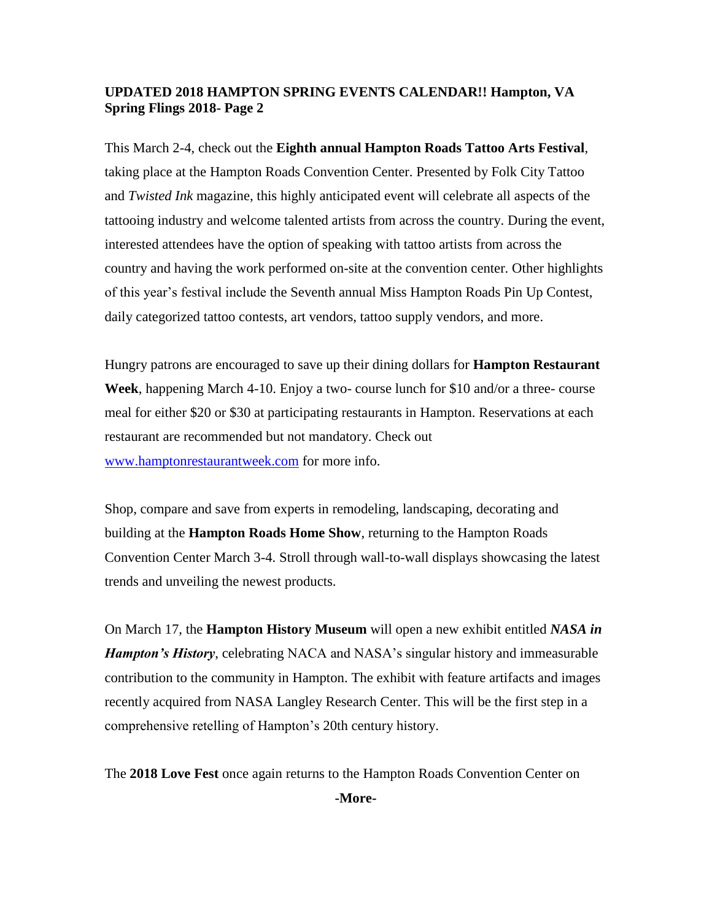**UPDATED 2018 HAMPTON SPRING EVENTS CALENDAR!! Hampton, VA Spring Flings 2018- Page 2**

This March 2-4, check out the **Eighth annual Hampton Roads Tattoo Arts Festival**, taking place at the Hampton Roads Convention Center. Presented by Folk City Tattoo and *Twisted Ink* magazine, this highly anticipated event will celebrate all aspects of the tattooing industry and welcome talented artists from across the country. During the event, interested attendees have the option of speaking with tattoo artists from across the country and having the work performed on-site at the convention center. Other highlights of this year's festival include the Seventh annual Miss Hampton Roads Pin Up Contest, daily categorized tattoo contests, art vendors, tattoo supply vendors, and more.

Hungry patrons are encouraged to save up their dining dollars for **Hampton Restaurant Week**, happening March 4-10. Enjoy a two- course lunch for $10 and/or a three- course meal for either $20 or $30 at participating restaurants in Hampton. Reservations at each restaurant are recommended but not mandatory. Check out [www.hamptonrestaurantweek.com](www.hamptonrestaurantweek.com) for more info.

Shop, compare and save from experts in remodeling, landscaping, decorating and building at the **Hampton Roads Home Show**, returning to the Hampton Roads Convention Center March 3-4. Stroll through wall-to-wall displays showcasing the latest trends and unveiling the newest products.

On March 17, the **Hampton History Museum** will open a new exhibit entitled ***NASA in Hampton's History***, celebrating NACA and NASA's singular history and immeasurable contribution to the community in Hampton. The exhibit with feature artifacts and images recently acquired from NASA Langley Research Center. This will be the first step in a comprehensive retelling of Hampton's 20th century history.

The **2018 Love Fest** once again returns to the Hampton Roads Convention Center on

**-More-**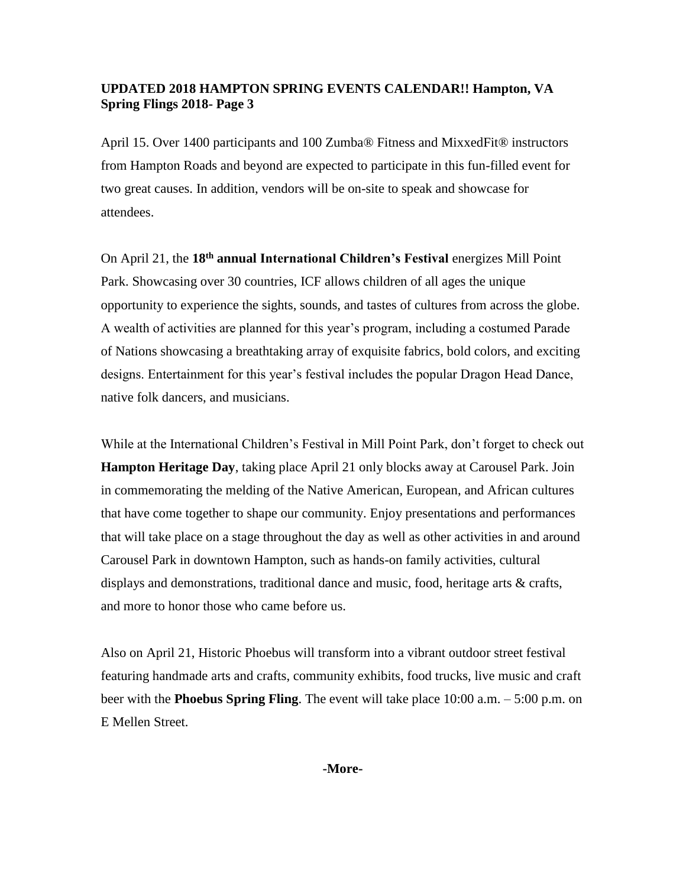**UPDATED 2018 HAMPTON SPRING EVENTS CALENDAR!! Hampton, VA Spring Flings 2018- Page 3**

April 15. Over 1400 participants and 100 Zumba® Fitness and MixxedFit® instructors from Hampton Roads and beyond are expected to participate in this fun-filled event for two great causes. In addition, vendors will be on-site to speak and showcase for attendees.

On April 21, the **18th annual International Children's Festival** energizes Mill Point Park. Showcasing over 30 countries, ICF allows children of all ages the unique opportunity to experience the sights, sounds, and tastes of cultures from across the globe. A wealth of activities are planned for this year's program, including a costumed Parade of Nations showcasing a breathtaking array of exquisite fabrics, bold colors, and exciting designs. Entertainment for this year's festival includes the popular Dragon Head Dance, native folk dancers, and musicians.

While at the International Children's Festival in Mill Point Park, don't forget to check out **Hampton Heritage Day**, taking place April 21 only blocks away at Carousel Park. Join in commemorating the melding of the Native American, European, and African cultures that have come together to shape our community. Enjoy presentations and performances that will take place on a stage throughout the day as well as other activities in and around Carousel Park in downtown Hampton, such as hands-on family activities, cultural displays and demonstrations, traditional dance and music, food, heritage arts & crafts, and more to honor those who came before us.

Also on April 21, Historic Phoebus will transform into a vibrant outdoor street festival featuring handmade arts and crafts, community exhibits, food trucks, live music and craft beer with the **Phoebus Spring Fling**. The event will take place 10:00 a.m. – 5:00 p.m. on E Mellen Street.

**-More-**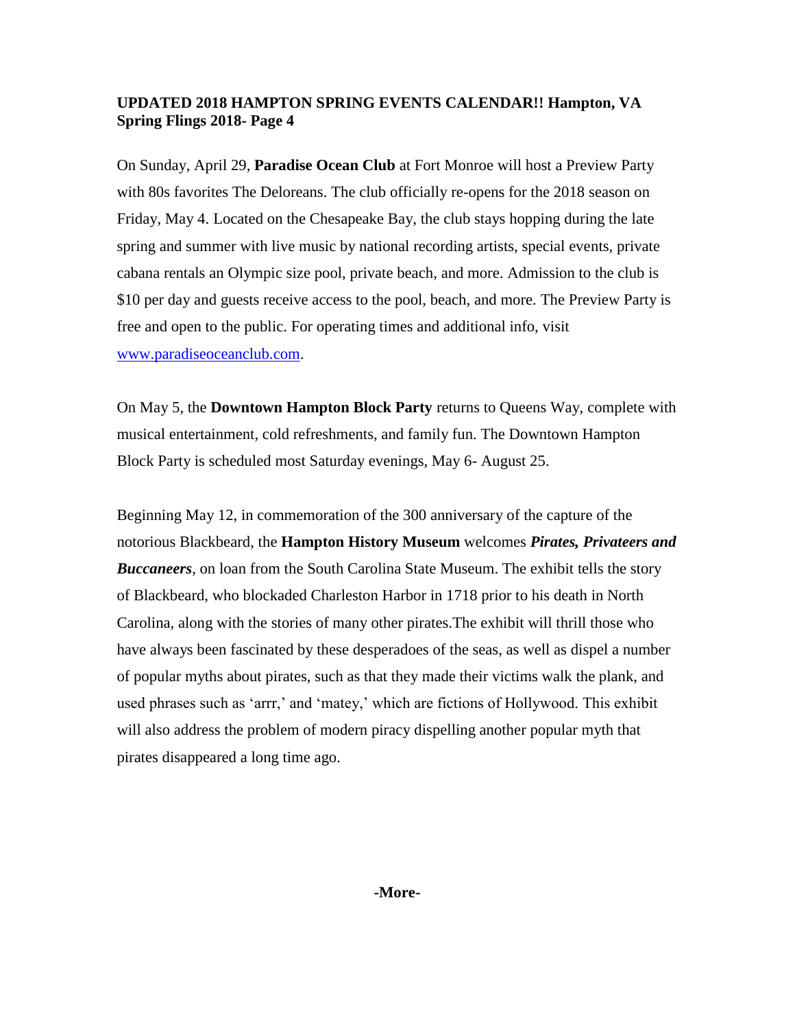**UPDATED 2018 HAMPTON SPRING EVENTS CALENDAR!! Hampton, VA Spring Flings 2018- Page 4**

On Sunday, April 29, **Paradise Ocean Club** at Fort Monroe will host a Preview Party with 80s favorites The Deloreans. The club officially re-opens for the 2018 season on Friday, May 4. Located on the Chesapeake Bay, the club stays hopping during the late spring and summer with live music by national recording artists, special events, private cabana rentals an Olympic size pool, private beach, and more. Admission to the club is $10 per day and guests receive access to the pool, beach, and more. The Preview Party is free and open to the public. For operating times and additional info, visit www.paradiseoceanclub.com.

On May 5, the **Downtown Hampton Block Party** returns to Queens Way, complete with musical entertainment, cold refreshments, and family fun. The Downtown Hampton Block Party is scheduled most Saturday evenings, May 6- August 25.

Beginning May 12, in commemoration of the 300 anniversary of the capture of the notorious Blackbeard, the **Hampton History Museum** welcomes ***Pirates, Privateers and Buccaneers***, on loan from the South Carolina State Museum. The exhibit tells the story of Blackbeard, who blockaded Charleston Harbor in 1718 prior to his death in North Carolina, along with the stories of many other pirates.The exhibit will thrill those who have always been fascinated by these desperadoes of the seas, as well as dispel a number of popular myths about pirates, such as that they made their victims walk the plank, and used phrases such as 'arrr,' and 'matey,' which are fictions of Hollywood. This exhibit will also address the problem of modern piracy dispelling another popular myth that pirates disappeared a long time ago.

**-More-**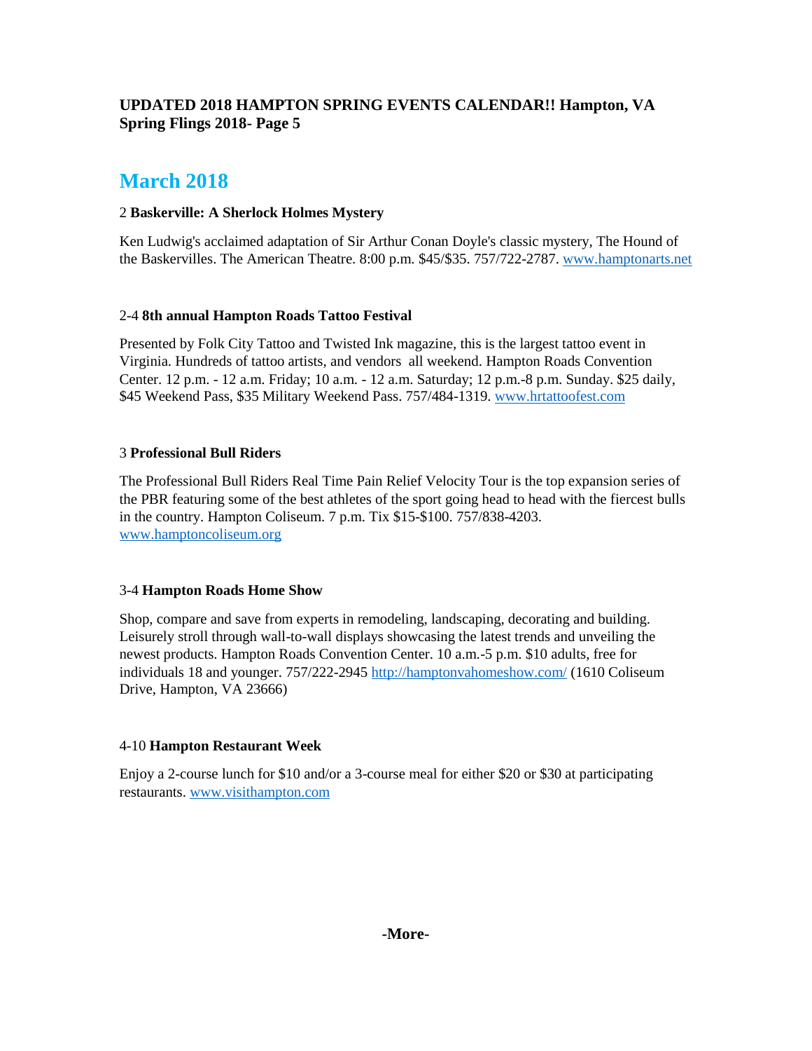**UPDATED 2018 HAMPTON SPRING EVENTS CALENDAR!! Hampton, VA Spring Flings 2018- Page 5**

## March 2018

2 **Baskerville: A Sherlock Holmes Mystery**

Ken Ludwig's acclaimed adaptation of Sir Arthur Conan Doyle's classic mystery, The Hound of the Baskervilles. The American Theatre. 8:00 p.m. $45/$35. 757/722-2787. www.hamptonarts.net

2-4 **8th annual Hampton Roads Tattoo Festival**

Presented by Folk City Tattoo and Twisted Ink magazine, this is the largest tattoo event in Virginia. Hundreds of tattoo artists, and vendors all weekend. Hampton Roads Convention Center. 12 p.m. - 12 a.m. Friday; 10 a.m. - 12 a.m. Saturday; 12 p.m.-8 p.m. Sunday. $25 daily, $45 Weekend Pass, $35 Military Weekend Pass. 757/484-1319. www.hrtattoofest.com

3 **Professional Bull Riders**

The Professional Bull Riders Real Time Pain Relief Velocity Tour is the top expansion series of the PBR featuring some of the best athletes of the sport going head to head with the fiercest bulls in the country. Hampton Coliseum. 7 p.m. Tix $15-$100. 757/838-4203. www.hamptoncoliseum.org

3-4 **Hampton Roads Home Show**

Shop, compare and save from experts in remodeling, landscaping, decorating and building. Leisurely stroll through wall-to-wall displays showcasing the latest trends and unveiling the newest products. Hampton Roads Convention Center. 10 a.m.-5 p.m. $10 adults, free for individuals 18 and younger. 757/222-2945 http://hamptonvahomeshow.com/ (1610 Coliseum Drive, Hampton, VA 23666)

4-10 **Hampton Restaurant Week**

Enjoy a 2-course lunch for $10 and/or a 3-course meal for either $20 or $30 at participating restaurants. www.visithampton.com

**-More-**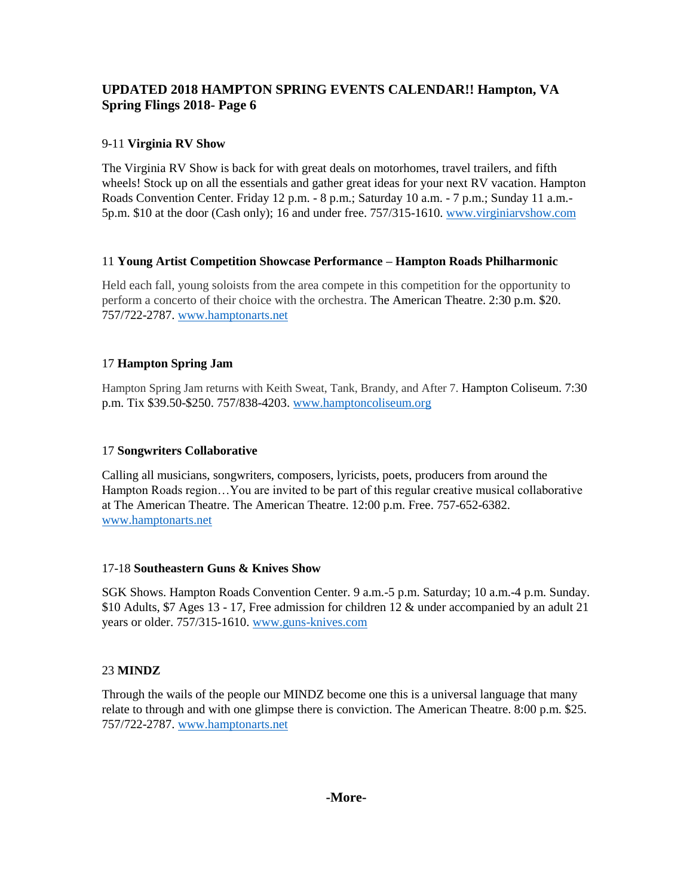**UPDATED 2018 HAMPTON SPRING EVENTS CALENDAR!! Hampton, VA Spring Flings 2018- Page 6**

9-11 **Virginia RV Show**

The Virginia RV Show is back for with great deals on motorhomes, travel trailers, and fifth wheels! Stock up on all the essentials and gather great ideas for your next RV vacation. Hampton Roads Convention Center. Friday 12 p.m. - 8 p.m.; Saturday 10 a.m. - 7 p.m.; Sunday 11 a.m.- 5p.m. $10 at the door (Cash only); 16 and under free. 757/315-1610. www.virginiarvshow.com

11 **Young Artist Competition Showcase Performance – Hampton Roads Philharmonic**

Held each fall, young soloists from the area compete in this competition for the opportunity to perform a concerto of their choice with the orchestra. The American Theatre. 2:30 p.m. $20. 757/722-2787. www.hamptonarts.net

17 **Hampton Spring Jam**

Hampton Spring Jam returns with Keith Sweat, Tank, Brandy, and After 7. Hampton Coliseum. 7:30 p.m. Tix $39.50-$250. 757/838-4203. www.hamptoncoliseum.org

17 **Songwriters Collaborative**

Calling all musicians, songwriters, composers, lyricists, poets, producers from around the Hampton Roads region…You are invited to be part of this regular creative musical collaborative at The American Theatre. The American Theatre. 12:00 p.m. Free. 757-652-6382. www.hamptonarts.net

17-18 **Southeastern Guns & Knives Show**

SGK Shows. Hampton Roads Convention Center. 9 a.m.-5 p.m. Saturday; 10 a.m.-4 p.m. Sunday. $10 Adults, $7 Ages 13 - 17, Free admission for children 12 & under accompanied by an adult 21 years or older. 757/315-1610. www.guns-knives.com

23 **MINDZ**

Through the wails of the people our MINDZ become one this is a universal language that many relate to through and with one glimpse there is conviction. The American Theatre. 8:00 p.m. $25. 757/722-2787. www.hamptonarts.net

**-More-**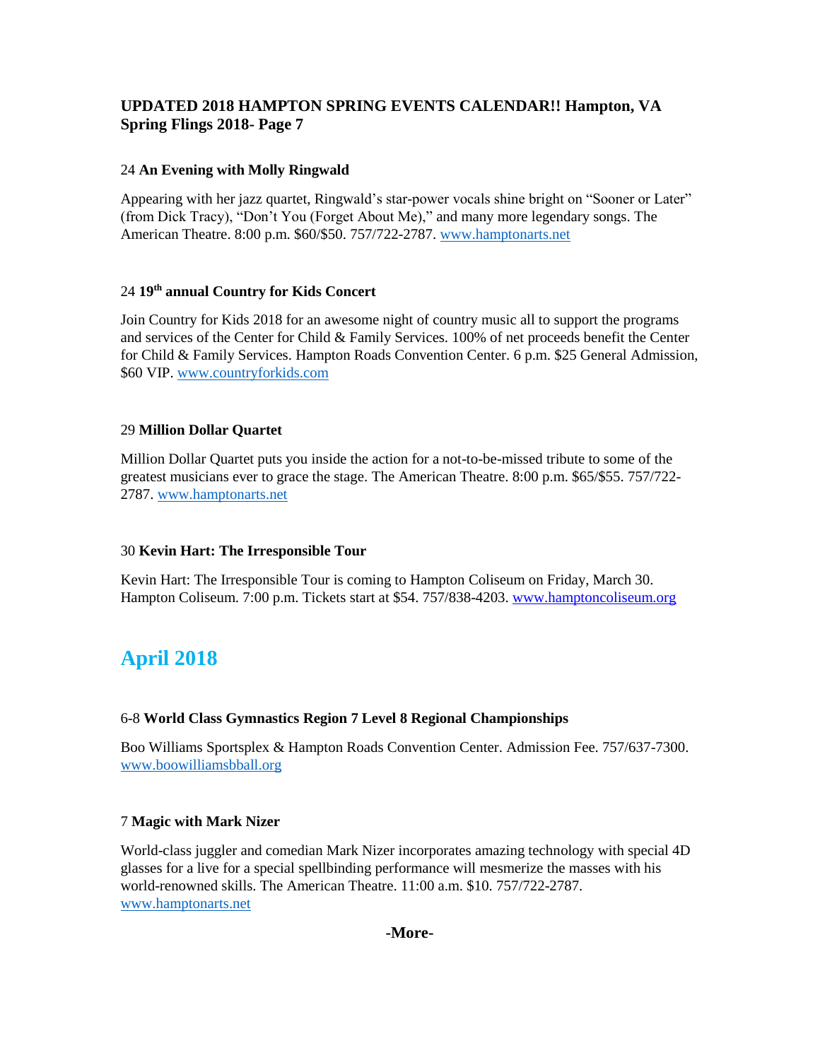**UPDATED 2018 HAMPTON SPRING EVENTS CALENDAR!! Hampton, VA Spring Flings 2018- Page 7**

24 **An Evening with Molly Ringwald**

Appearing with her jazz quartet, Ringwald's star-power vocals shine bright on "Sooner or Later" (from Dick Tracy), "Don't You (Forget About Me)," and many more legendary songs. The American Theatre. 8:00 p.m. $60/$50. 757/722-2787. www.hamptonarts.net

24 **19th annual Country for Kids Concert**

Join Country for Kids 2018 for an awesome night of country music all to support the programs and services of the Center for Child & Family Services. 100% of net proceeds benefit the Center for Child & Family Services. Hampton Roads Convention Center. 6 p.m. $25 General Admission, $60 VIP. www.countryforkids.com

29 **Million Dollar Quartet**

Million Dollar Quartet puts you inside the action for a not-to-be-missed tribute to some of the greatest musicians ever to grace the stage. The American Theatre. 8:00 p.m. $65/$55. 757/722-2787. www.hamptonarts.net

30 **Kevin Hart: The Irresponsible Tour**

Kevin Hart: The Irresponsible Tour is coming to Hampton Coliseum on Friday, March 30. Hampton Coliseum. 7:00 p.m. Tickets start at $54. 757/838-4203. www.hamptoncoliseum.org

## April 2018

6-8 **World Class Gymnastics Region 7 Level 8 Regional Championships**

Boo Williams Sportsplex & Hampton Roads Convention Center. Admission Fee. 757/637-7300. www.boowilliamsbball.org

7 **Magic with Mark Nizer**

World-class juggler and comedian Mark Nizer incorporates amazing technology with special 4D glasses for a live for a special spellbinding performance will mesmerize the masses with his world-renowned skills. The American Theatre. 11:00 a.m. $10. 757/722-2787. www.hamptonarts.net

**-More-**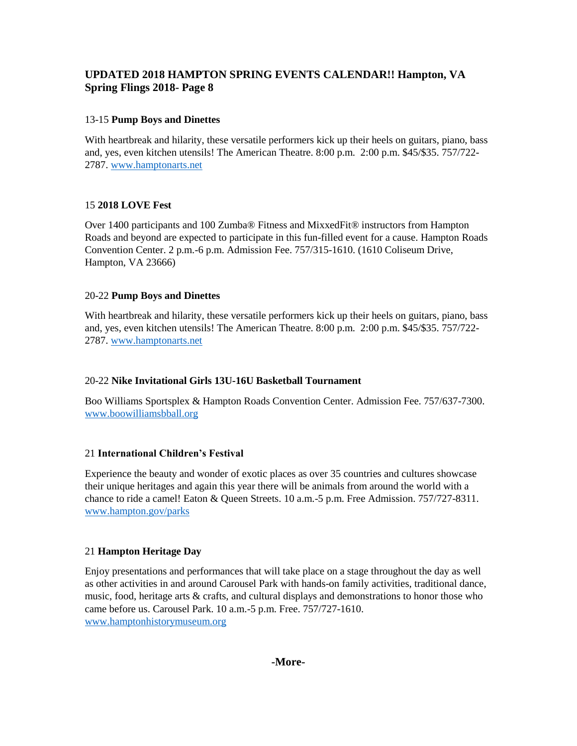**UPDATED 2018 HAMPTON SPRING EVENTS CALENDAR!! Hampton, VA Spring Flings 2018- Page 8**

13-15 **Pump Boys and Dinettes**

With heartbreak and hilarity, these versatile performers kick up their heels on guitars, piano, bass and, yes, even kitchen utensils! The American Theatre. 8:00 p.m. 2:00 p.m. $45/$35. 757/722-2787. www.hamptonarts.net

15 **2018 LOVE Fest**

Over 1400 participants and 100 Zumba® Fitness and MixxedFit® instructors from Hampton Roads and beyond are expected to participate in this fun-filled event for a cause. Hampton Roads Convention Center. 2 p.m.-6 p.m. Admission Fee. 757/315-1610. (1610 Coliseum Drive, Hampton, VA 23666)

20-22 **Pump Boys and Dinettes**

With heartbreak and hilarity, these versatile performers kick up their heels on guitars, piano, bass and, yes, even kitchen utensils! The American Theatre. 8:00 p.m. 2:00 p.m. $45/$35. 757/722-2787. www.hamptonarts.net

20-22 **Nike Invitational Girls 13U-16U Basketball Tournament**

Boo Williams Sportsplex & Hampton Roads Convention Center. Admission Fee. 757/637-7300. www.boowilliamsbball.org

21 **International Children's Festival**

Experience the beauty and wonder of exotic places as over 35 countries and cultures showcase their unique heritages and again this year there will be animals from around the world with a chance to ride a camel! Eaton & Queen Streets. 10 a.m.-5 p.m. Free Admission. 757/727-8311. www.hampton.gov/parks

21 **Hampton Heritage Day**

Enjoy presentations and performances that will take place on a stage throughout the day as well as other activities in and around Carousel Park with hands-on family activities, traditional dance, music, food, heritage arts & crafts, and cultural displays and demonstrations to honor those who came before us. Carousel Park. 10 a.m.-5 p.m. Free. 757/727-1610. www.hamptonhistorymuseum.org

**-More-**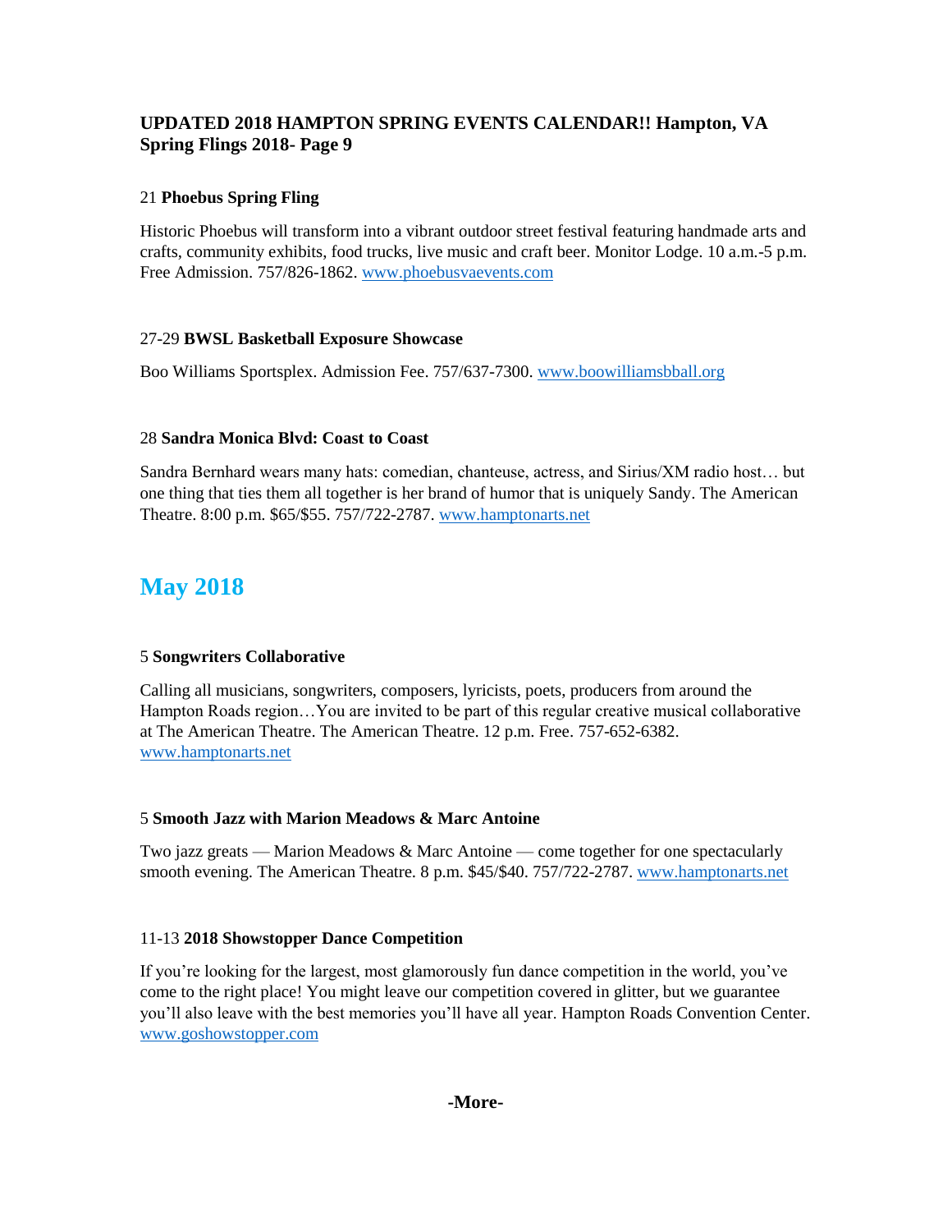**UPDATED 2018 HAMPTON SPRING EVENTS CALENDAR!! Hampton, VA Spring Flings 2018- Page 9**

21 **Phoebus Spring Fling**

Historic Phoebus will transform into a vibrant outdoor street festival featuring handmade arts and crafts, community exhibits, food trucks, live music and craft beer. Monitor Lodge. 10 a.m.-5 p.m. Free Admission. 757/826-1862. www.phoebusvaevents.com

27-29 **BWSL Basketball Exposure Showcase**

Boo Williams Sportsplex. Admission Fee. 757/637-7300. www.boowilliamsbball.org

28 **Sandra Monica Blvd: Coast to Coast**

Sandra Bernhard wears many hats: comedian, chanteuse, actress, and Sirius/XM radio host… but one thing that ties them all together is her brand of humor that is uniquely Sandy. The American Theatre. 8:00 p.m. $65/$55. 757/722-2787. www.hamptonarts.net

## May 2018

5 **Songwriters Collaborative**

Calling all musicians, songwriters, composers, lyricists, poets, producers from around the Hampton Roads region…You are invited to be part of this regular creative musical collaborative at The American Theatre. The American Theatre. 12 p.m. Free. 757-652-6382. www.hamptonarts.net

5 **Smooth Jazz with Marion Meadows & Marc Antoine**

Two jazz greats — Marion Meadows & Marc Antoine — come together for one spectacularly smooth evening. The American Theatre. 8 p.m. $45/$40. 757/722-2787. www.hamptonarts.net

11-13 **2018 Showstopper Dance Competition**

If you're looking for the largest, most glamorously fun dance competition in the world, you've come to the right place! You might leave our competition covered in glitter, but we guarantee you'll also leave with the best memories you'll have all year. Hampton Roads Convention Center. www.goshowstopper.com

**-More-**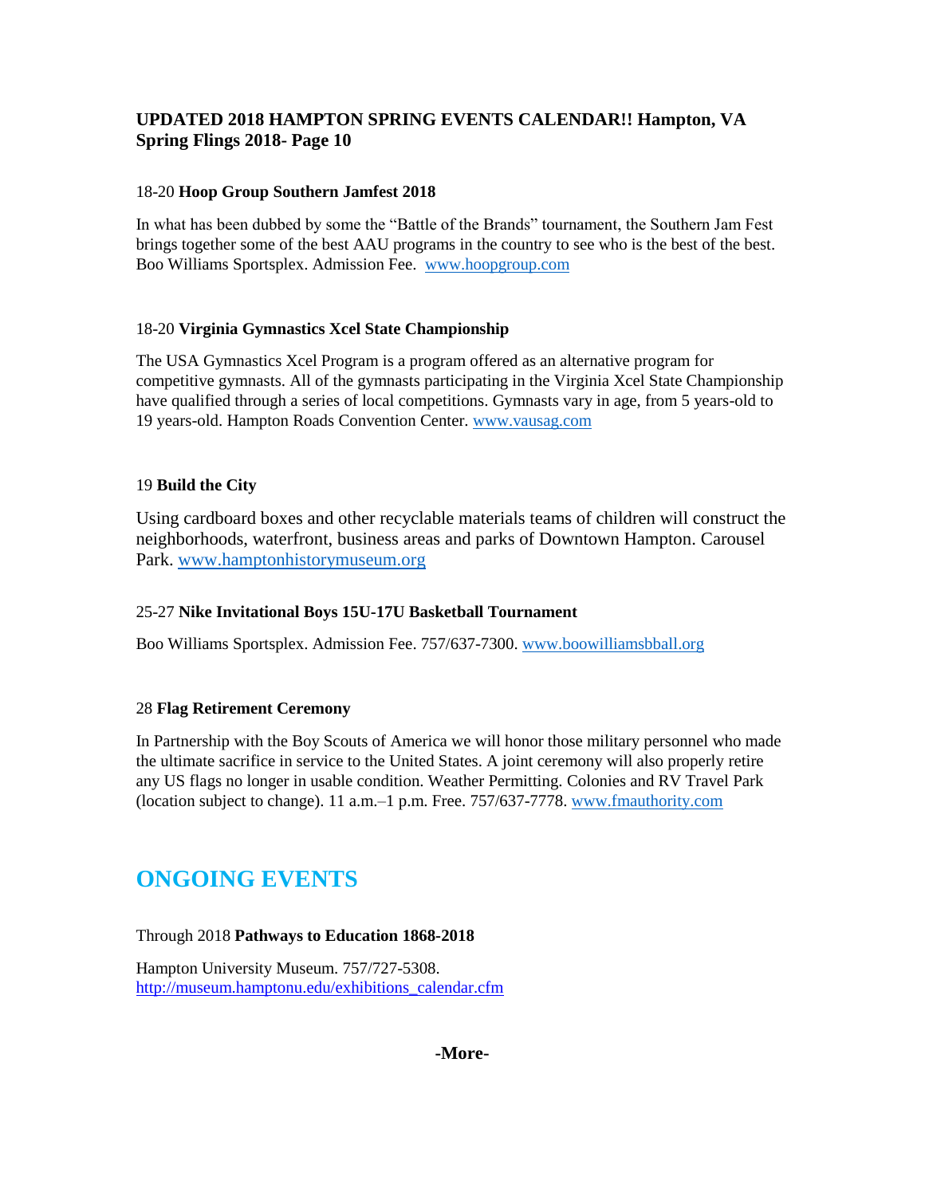**UPDATED 2018 HAMPTON SPRING EVENTS CALENDAR!! Hampton, VA Spring Flings 2018- Page 10**

18-20 **Hoop Group Southern Jamfest 2018**

In what has been dubbed by some the "Battle of the Brands" tournament, the Southern Jam Fest brings together some of the best AAU programs in the country to see who is the best of the best. Boo Williams Sportsplex. Admission Fee. www.hoopgroup.com

18-20 **Virginia Gymnastics Xcel State Championship**

The USA Gymnastics Xcel Program is a program offered as an alternative program for competitive gymnasts. All of the gymnasts participating in the Virginia Xcel State Championship have qualified through a series of local competitions. Gymnasts vary in age, from 5 years-old to 19 years-old. Hampton Roads Convention Center. www.vausag.com

19 **Build the City**

Using cardboard boxes and other recyclable materials teams of children will construct the neighborhoods, waterfront, business areas and parks of Downtown Hampton. Carousel Park. www.hamptonhistorymuseum.org

25-27 **Nike Invitational Boys 15U-17U Basketball Tournament**

Boo Williams Sportsplex. Admission Fee. 757/637-7300. www.boowilliamsbball.org

28 **Flag Retirement Ceremony**

In Partnership with the Boy Scouts of America we will honor those military personnel who made the ultimate sacrifice in service to the United States. A joint ceremony will also properly retire any US flags no longer in usable condition. Weather Permitting. Colonies and RV Travel Park (location subject to change). 11 a.m.–1 p.m. Free. 757/637-7778. www.fmauthority.com

## ONGOING EVENTS

Through 2018 **Pathways to Education 1868-2018**

Hampton University Museum. 757/727-5308. http://museum.hamptonu.edu/exhibitions_calendar.cfm

**-More-**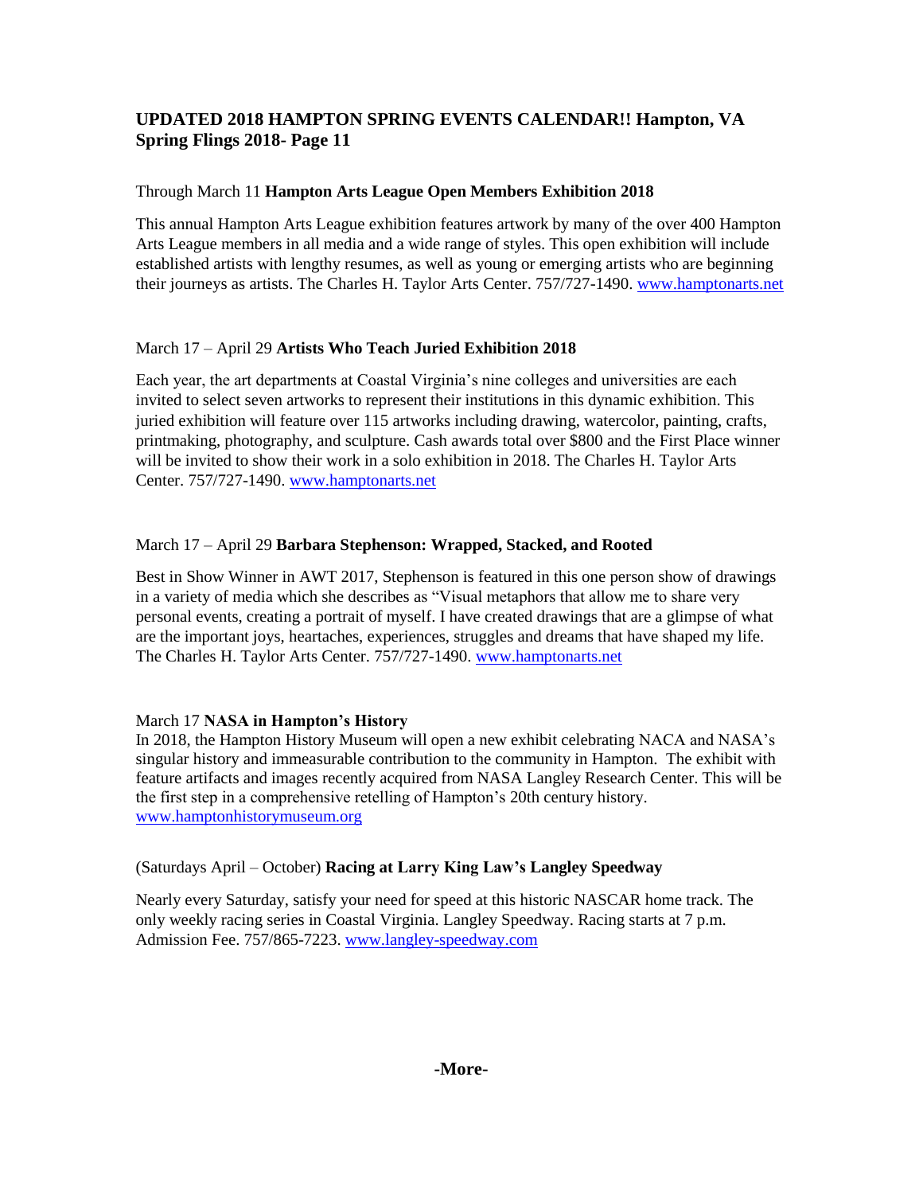## UPDATED 2018 HAMPTON SPRING EVENTS CALENDAR!! Hampton, VA Spring Flings 2018- Page 11

Through March 11 **Hampton Arts League Open Members Exhibition 2018**

This annual Hampton Arts League exhibition features artwork by many of the over 400 Hampton Arts League members in all media and a wide range of styles. This open exhibition will include established artists with lengthy resumes, as well as young or emerging artists who are beginning their journeys as artists. The Charles H. Taylor Arts Center. 757/727-1490. www.hamptonarts.net

March 17 – April 29 **Artists Who Teach Juried Exhibition 2018**

Each year, the art departments at Coastal Virginia's nine colleges and universities are each invited to select seven artworks to represent their institutions in this dynamic exhibition. This juried exhibition will feature over 115 artworks including drawing, watercolor, painting, crafts, printmaking, photography, and sculpture. Cash awards total over $800 and the First Place winner will be invited to show their work in a solo exhibition in 2018. The Charles H. Taylor Arts Center. 757/727-1490. www.hamptonarts.net

March 17 – April 29 **Barbara Stephenson: Wrapped, Stacked, and Rooted**

Best in Show Winner in AWT 2017, Stephenson is featured in this one person show of drawings in a variety of media which she describes as "Visual metaphors that allow me to share very personal events, creating a portrait of myself. I have created drawings that are a glimpse of what are the important joys, heartaches, experiences, struggles and dreams that have shaped my life. The Charles H. Taylor Arts Center. 757/727-1490. www.hamptonarts.net

March 17 **NASA in Hampton's History**
In 2018, the Hampton History Museum will open a new exhibit celebrating NACA and NASA's singular history and immeasurable contribution to the community in Hampton. The exhibit with feature artifacts and images recently acquired from NASA Langley Research Center. This will be the first step in a comprehensive retelling of Hampton's 20th century history. www.hamptonhistorymuseum.org

(Saturdays April – October) **Racing at Larry King Law's Langley Speedway**

Nearly every Saturday, satisfy your need for speed at this historic NASCAR home track. The only weekly racing series in Coastal Virginia. Langley Speedway. Racing starts at 7 p.m. Admission Fee. 757/865-7223. www.langley-speedway.com

**-More-**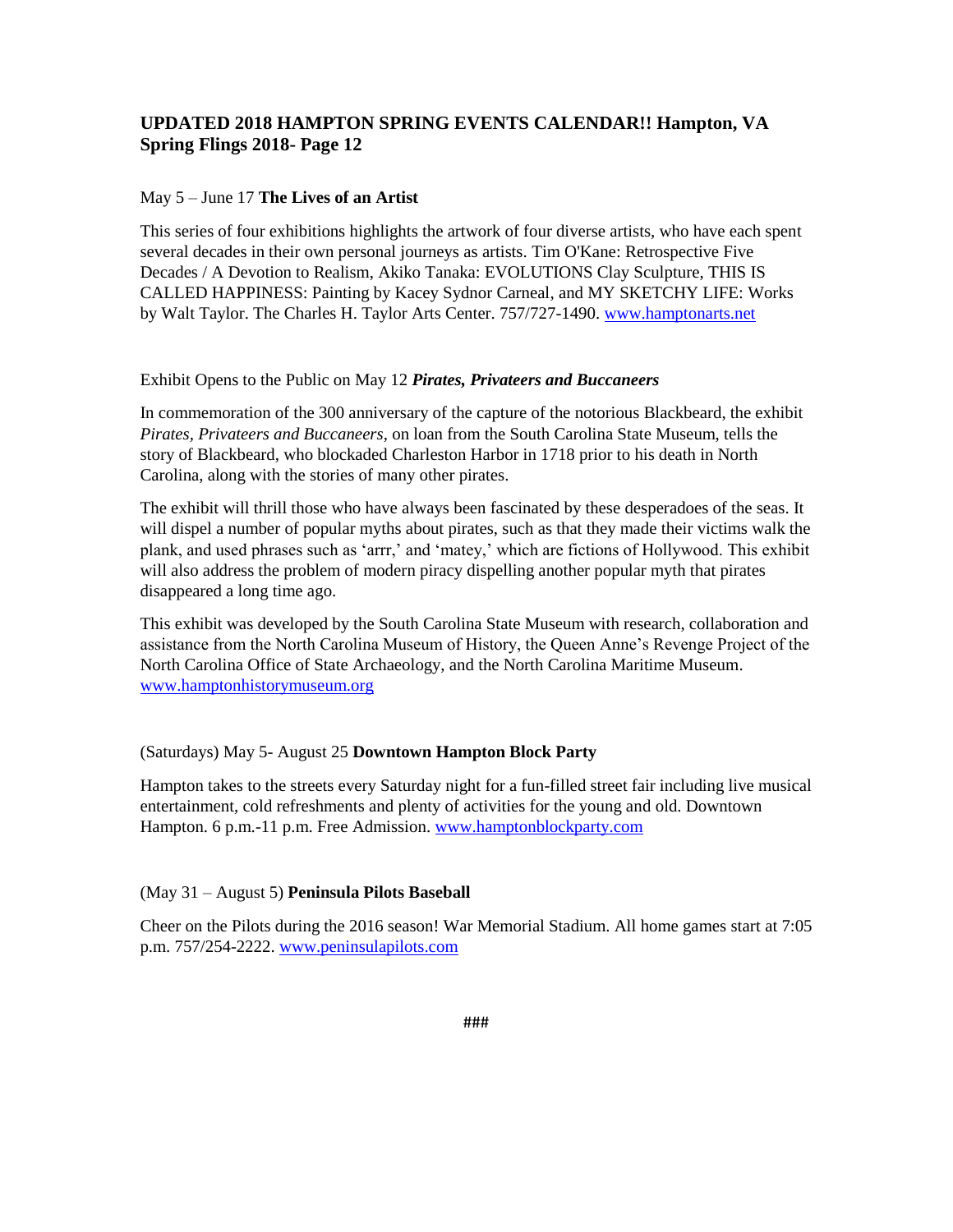**UPDATED 2018 HAMPTON SPRING EVENTS CALENDAR!! Hampton, VA Spring Flings 2018- Page 12**

May 5 – June 17 **The Lives of an Artist**

This series of four exhibitions highlights the artwork of four diverse artists, who have each spent several decades in their own personal journeys as artists. Tim O'Kane: Retrospective Five Decades / A Devotion to Realism, Akiko Tanaka: EVOLUTIONS Clay Sculpture, THIS IS CALLED HAPPINESS: Painting by Kacey Sydnor Carneal, and MY SKETCHY LIFE: Works by Walt Taylor. The Charles H. Taylor Arts Center. 757/727-1490. www.hamptonarts.net

Exhibit Opens to the Public on May 12 ***Pirates, Privateers and Buccaneers***

In commemoration of the 300 anniversary of the capture of the notorious Blackbeard, the exhibit *Pirates, Privateers and Buccaneers*, on loan from the South Carolina State Museum, tells the story of Blackbeard, who blockaded Charleston Harbor in 1718 prior to his death in North Carolina, along with the stories of many other pirates.

The exhibit will thrill those who have always been fascinated by these desperadoes of the seas. It will dispel a number of popular myths about pirates, such as that they made their victims walk the plank, and used phrases such as 'arrr,' and 'matey,' which are fictions of Hollywood. This exhibit will also address the problem of modern piracy dispelling another popular myth that pirates disappeared a long time ago.

This exhibit was developed by the South Carolina State Museum with research, collaboration and assistance from the North Carolina Museum of History, the Queen Anne's Revenge Project of the North Carolina Office of State Archaeology, and the North Carolina Maritime Museum. www.hamptonhistorymuseum.org

(Saturdays) May 5- August 25 **Downtown Hampton Block Party**

Hampton takes to the streets every Saturday night for a fun-filled street fair including live musical entertainment, cold refreshments and plenty of activities for the young and old. Downtown Hampton. 6 p.m.-11 p.m. Free Admission. www.hamptonblockparty.com

(May 31 – August 5) **Peninsula Pilots Baseball**

Cheer on the Pilots during the 2016 season! War Memorial Stadium. All home games start at 7:05 p.m. 757/254-2222. www.peninsulapilots.com

###